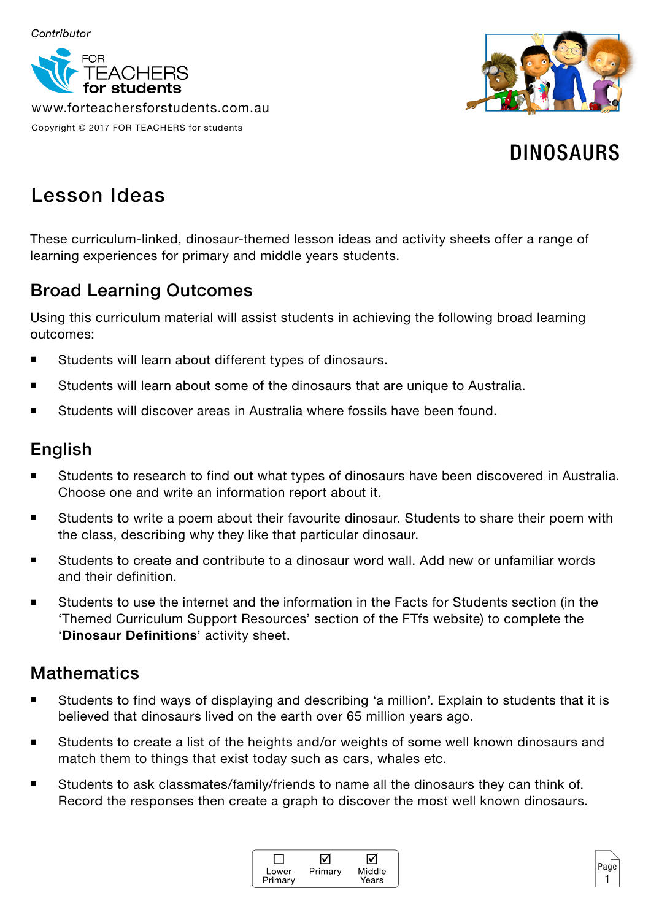*Contributor*

FOR TEACHERS for students

www.forteachersforstudents.com.au

Copyright © 2017 FOR TEACHERS for students

# DINOSAURS

## Lesson Ideas

These curriculum-linked, dinosaur-themed lesson ideas and activity sheets offer a range of learning experiences for primary and middle years students.

### Broad Learning Outcomes

Using this curriculum material will assist students in achieving the following broad learning outcomes:

- Students will learn about different types of dinosaurs.
- Students will learn about some of the dinosaurs that are unique to Australia.
- Students will discover areas in Australia where fossils have been found.

### English

- Students to research to find out what types of dinosaurs have been discovered in Australia. Choose one and write an information report about it.
- Students to write a poem about their favourite dinosaur. Students to share their poem with the class, describing why they like that particular dinosaur.
- Students to create and contribute to a dinosaur word wall. Add new or unfamiliar words and their definition.
- Students to use the internet and the information in the Facts for Students section (in the 'Themed Curriculum Support Resources' section of the FTfs website) to complete the '**Dinosaur Definitions**' activity sheet.

### Mathematics

- Students to find ways of displaying and describing 'a million'. Explain to students that it is believed that dinosaurs lived on the earth over 65 million years ago.
- Students to create a list of the heights and/or weights of some well known dinosaurs and match them to things that exist today such as cars, whales etc.
- Students to ask classmates/family/friends to name all the dinosaurs they can think of. Record the responses then create a graph to discover the most well known dinosaurs.

☐ Lower Primary ☑ Primary ☑ Middle Years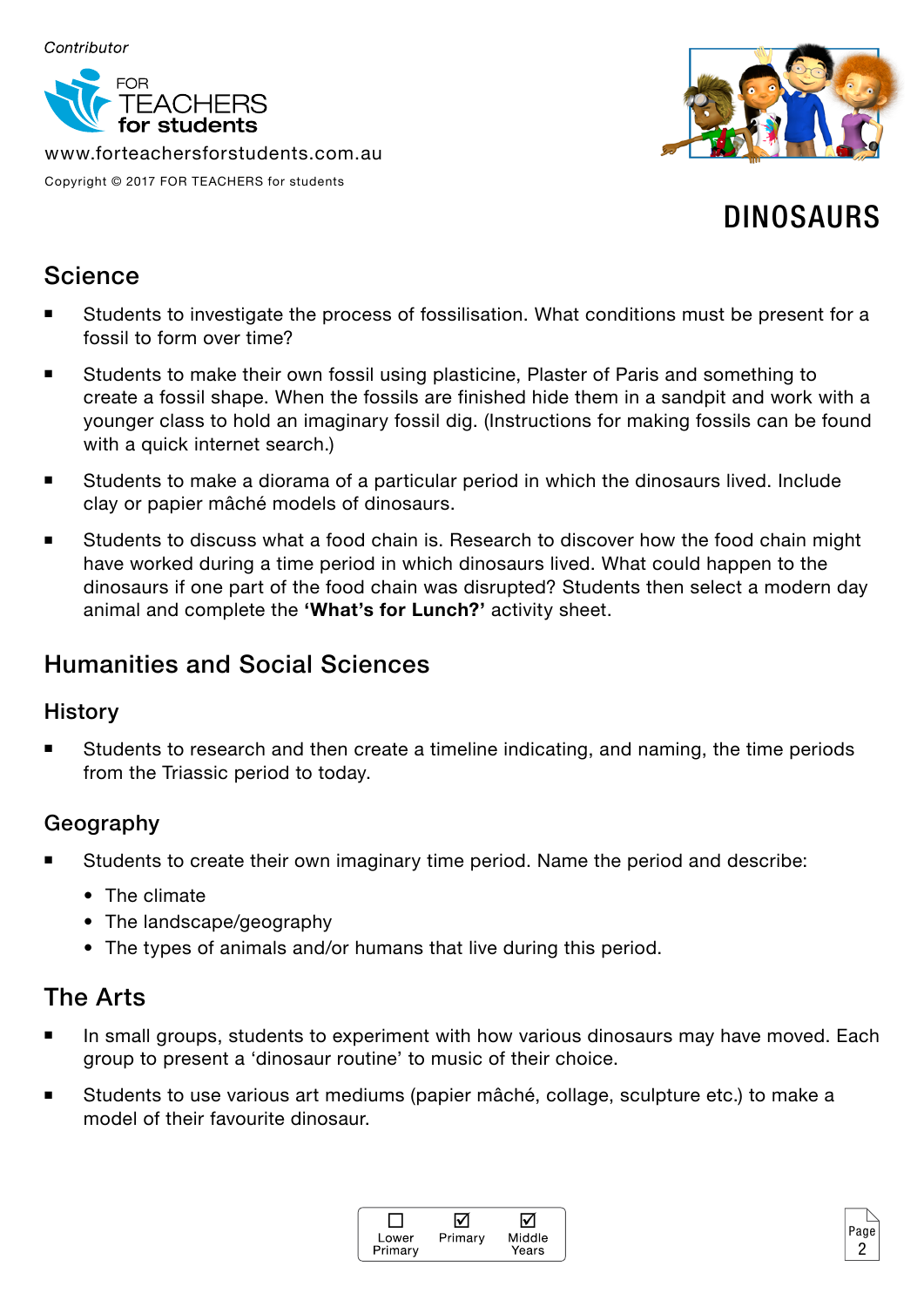*Contributor*

FOR TEACHERS for students

www.forteachersforstudents.com.au

Copyright © 2017 FOR TEACHERS for students

# DINOSAURS

## Science

- Students to investigate the process of fossilisation. What conditions must be present for a fossil to form over time?
- Students to make their own fossil using plasticine, Plaster of Paris and something to create a fossil shape. When the fossils are finished hide them in a sandpit and work with a younger class to hold an imaginary fossil dig. (Instructions for making fossils can be found with a quick internet search.)
- Students to make a diorama of a particular period in which the dinosaurs lived. Include clay or papier mâché models of dinosaurs.
- Students to discuss what a food chain is. Research to discover how the food chain might have worked during a time period in which dinosaurs lived. What could happen to the dinosaurs if one part of the food chain was disrupted? Students then select a modern day animal and complete the **'What's for Lunch?'** activity sheet.

## Humanities and Social Sciences

### History

- Students to research and then create a timeline indicating, and naming, the time periods from the Triassic period to today.

### Geography

- Students to create their own imaginary time period. Name the period and describe:
  - The climate
  - The landscape/geography
  - The types of animals and/or humans that live during this period.

## The Arts

- In small groups, students to experiment with how various dinosaurs may have moved. Each group to present a 'dinosaur routine' to music of their choice.
- Students to use various art mediums (papier mâché, collage, sculpture etc.) to make a model of their favourite dinosaur.

☐ Lower Primary ☑ Primary ☑ Middle Years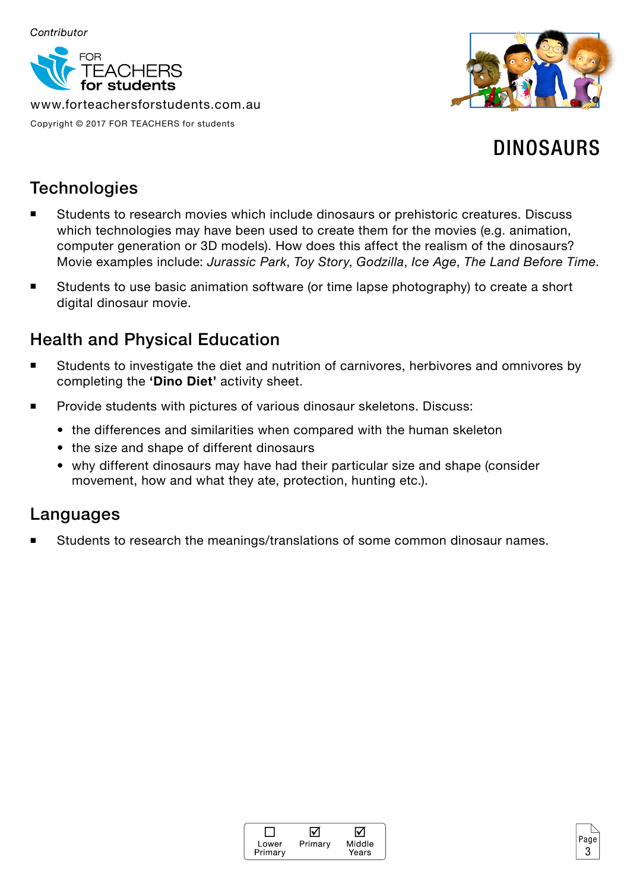Contributor

FOR TEACHERS for students

www.forteachersforstudents.com.au

Copyright © 2017 FOR TEACHERS for students

# DINOSAURS

## Technologies

- Students to research movies which include dinosaurs or prehistoric creatures. Discuss which technologies may have been used to create them for the movies (e.g. animation, computer generation or 3D models). How does this affect the realism of the dinosaurs? Movie examples include: *Jurassic Park*, *Toy Story*, *Godzilla*, *Ice Age*, *The Land Before Time*.
- Students to use basic animation software (or time lapse photography) to create a short digital dinosaur movie.

## Health and Physical Education

- Students to investigate the diet and nutrition of carnivores, herbivores and omnivores by completing the **'Dino Diet'** activity sheet.
- Provide students with pictures of various dinosaur skeletons. Discuss:
  - the differences and similarities when compared with the human skeleton
  - the size and shape of different dinosaurs
  - why different dinosaurs may have had their particular size and shape (consider movement, how and what they ate, protection, hunting etc.).

## Languages

- Students to research the meanings/translations of some common dinosaur names.

☐ Lower Primary ☑ Primary ☑ Middle Years